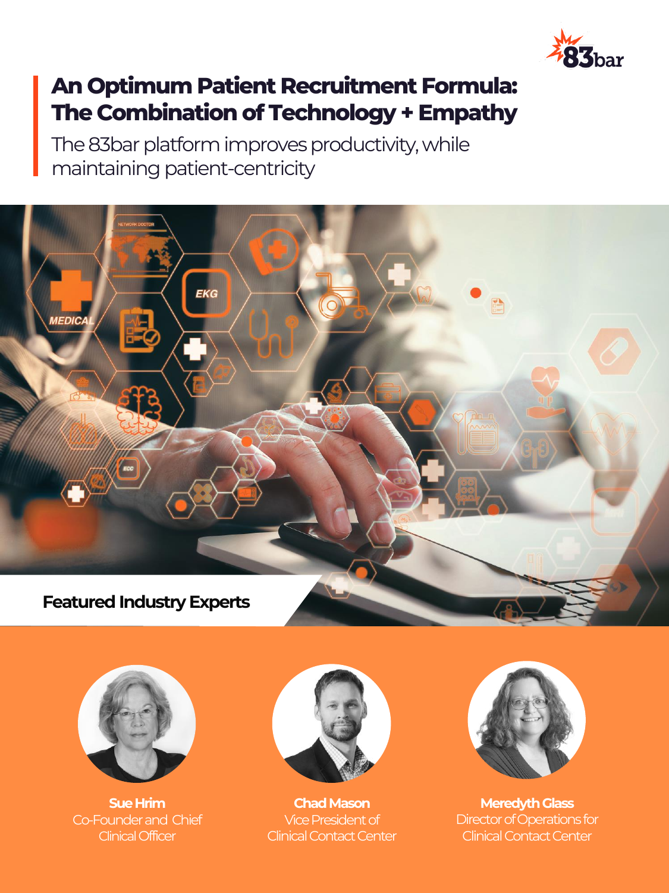# An Optimum Patient Recruitment Formula: The Combination of Technology + Empathy

The 83bar platform improves productivity, while maintaining patient-centricity

## Featured Industry Experts

**Sue Hrim**
Co-Founder and Chief Clinical Officer

**Chad Mason**
Vice President of Clinical Contact Center

**Meredyth Glass**
Director of Operations for Clinical Contact Center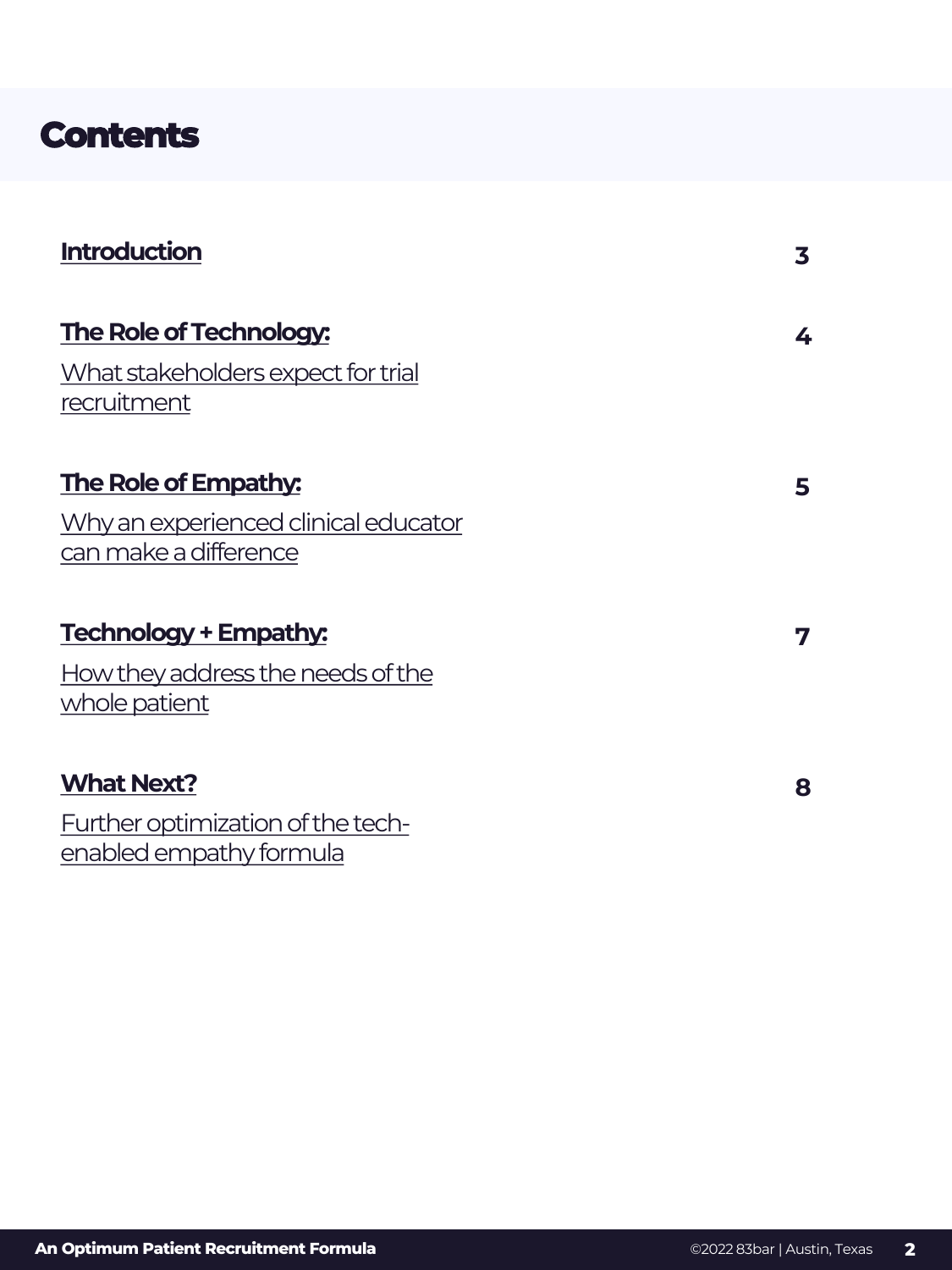# Contents

| | |
|---|---|
| **Introduction** | 3 |
| **The Role of Technology:** What stakeholders expect for trial recruitment | 4 |
| **The Role of Empathy:** Why an experienced clinical educator can make a difference | 5 |
| **Technology + Empathy:** How they address the needs of the whole patient | 7 |
| **What Next?** Further optimization of the tech-enabled empathy formula | 8 |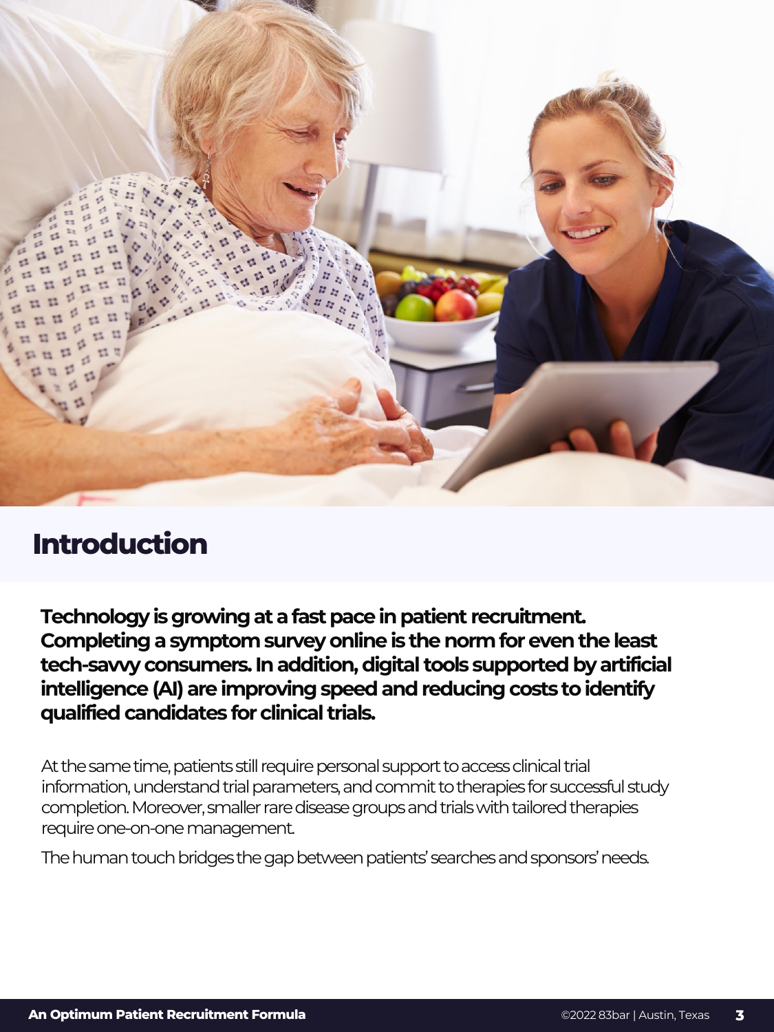# Introduction

**Technology is growing at a fast pace in patient recruitment. Completing a symptom survey online is the norm for even the least tech-savvy consumers. In addition, digital tools supported by artificial intelligence (AI) are improving speed and reducing costs to identify qualified candidates for clinical trials.**

At the same time, patients still require personal support to access clinical trial information, understand trial parameters, and commit to therapies for successful study completion. Moreover, smaller rare disease groups and trials with tailored therapies require one-on-one management.

The human touch bridges the gap between patients' searches and sponsors' needs.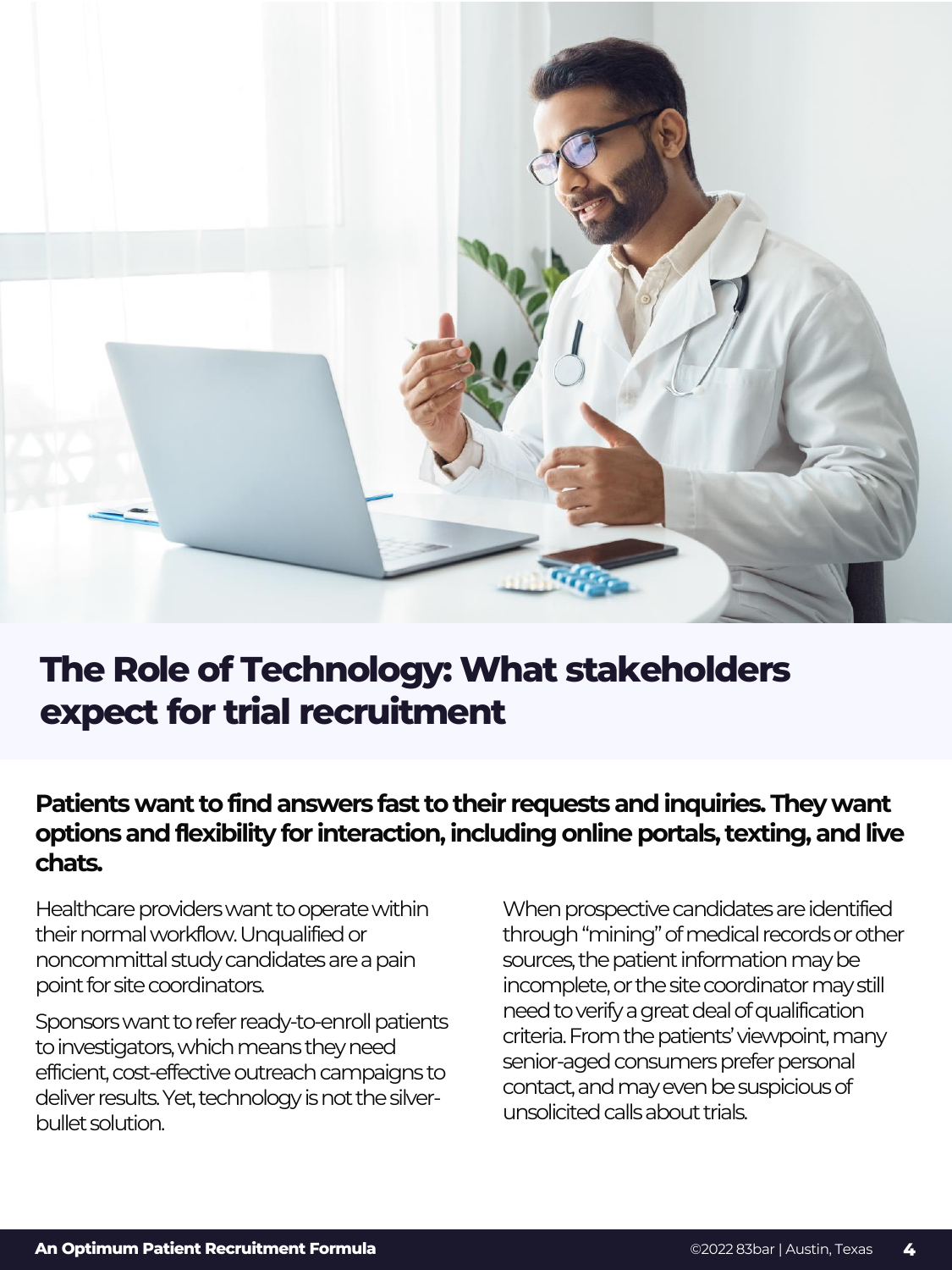# The Role of Technology: What stakeholders expect for trial recruitment

**Patients want to find answers fast to their requests and inquiries. They want options and flexibility for interaction, including online portals, texting, and live chats.**

Healthcare providers want to operate within their normal workflow. Unqualified or noncommittal study candidates are a pain point for site coordinators.

Sponsors want to refer ready-to-enroll patients to investigators, which means they need efficient, cost-effective outreach campaigns to deliver results. Yet, technology is not the silver-bullet solution.

When prospective candidates are identified through "mining" of medical records or other sources, the patient information may be incomplete, or the site coordinator may still need to verify a great deal of qualification criteria. From the patients' viewpoint, many senior-aged consumers prefer personal contact, and may even be suspicious of unsolicited calls about trials.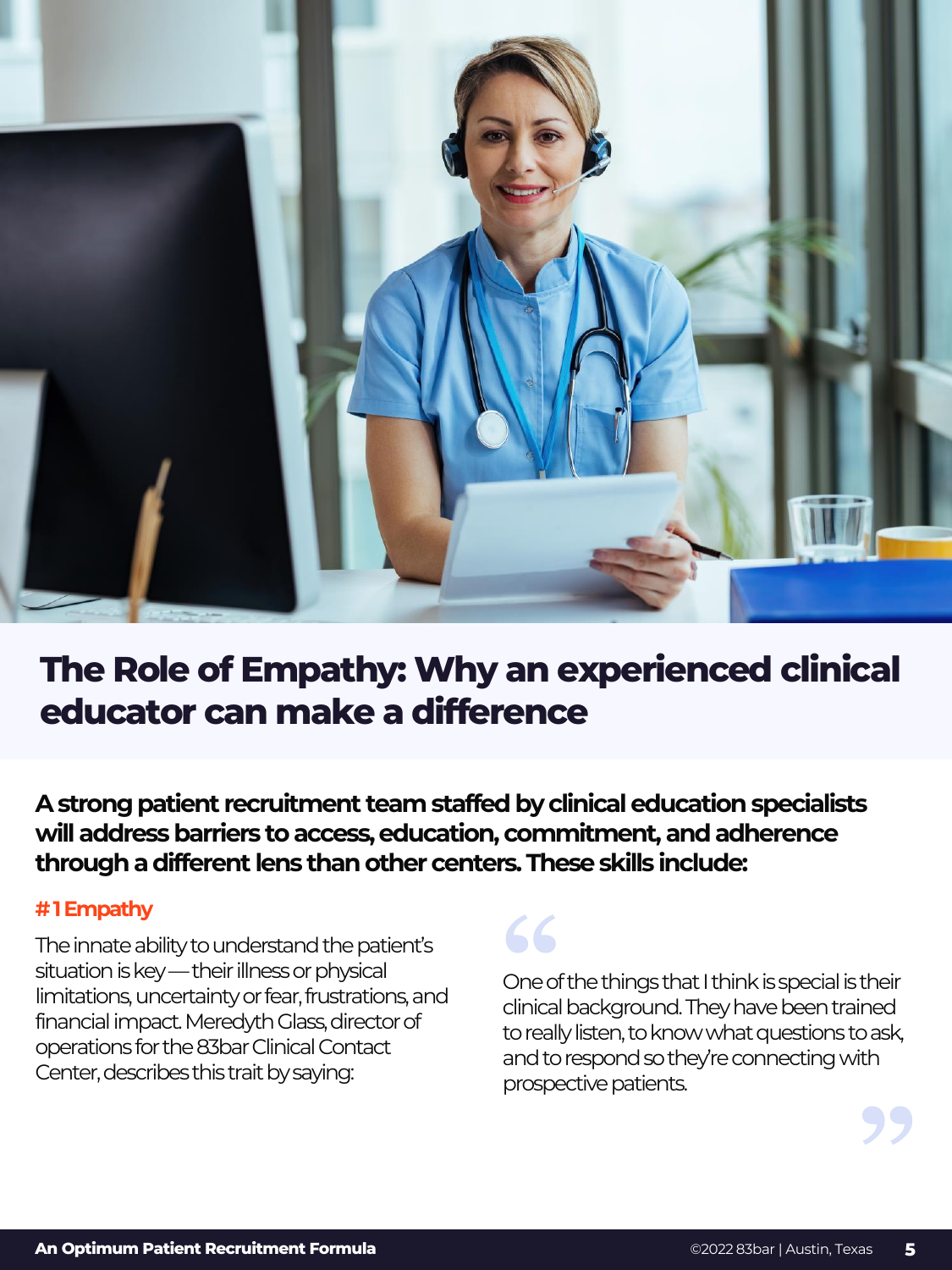## The Role of Empathy: Why an experienced clinical educator can make a difference

**A strong patient recruitment team staffed by clinical education specialists will address barriers to access, education, commitment, and adherence through a different lens than other centers. These skills include:**

**#1 Empathy**

The innate ability to understand the patient's situation is key — their illness or physical limitations, uncertainty or fear, frustrations, and financial impact. Meredyth Glass, director of operations for the 83bar Clinical Contact Center, describes this trait by saying:

> One of the things that I think is special is their clinical background. They have been trained to really listen, to know what questions to ask, and to respond so they're connecting with prospective patients.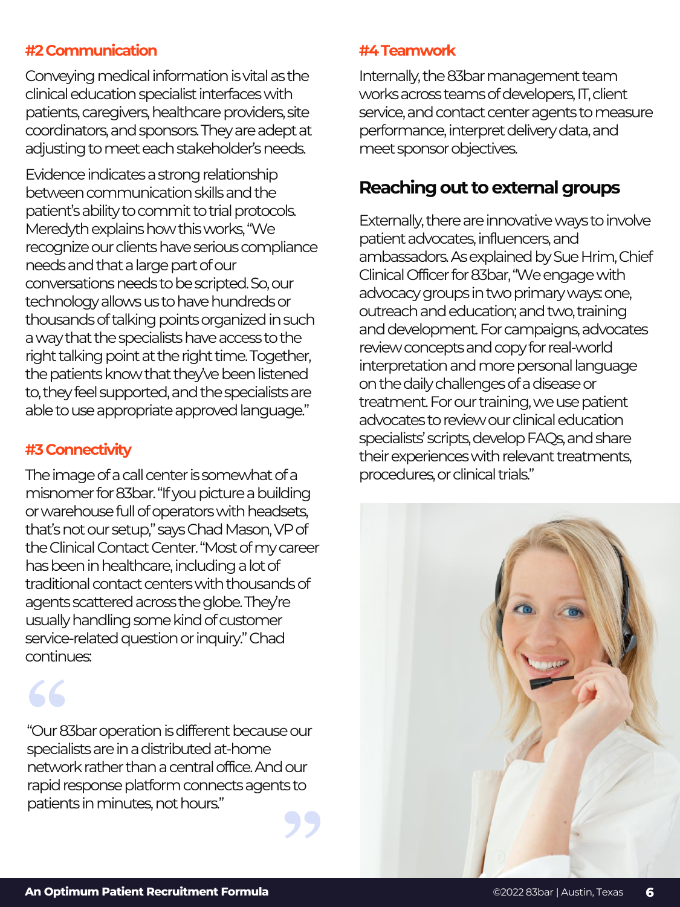### #2 Communication

Conveying medical information is vital as the clinical education specialist interfaces with patients, caregivers, healthcare providers, site coordinators, and sponsors. They are adept at adjusting to meet each stakeholder's needs.

Evidence indicates a strong relationship between communication skills and the patient's ability to commit to trial protocols. Meredyth explains how this works, "We recognize our clients have serious compliance needs and that a large part of our conversations needs to be scripted. So, our technology allows us to have hundreds or thousands of talking points organized in such a way that the specialists have access to the right talking point at the right time. Together, the patients know that they've been listened to, they feel supported, and the specialists are able to use appropriate approved language."

### #3 Connectivity

The image of a call center is somewhat of a misnomer for 83bar. "If you picture a building or warehouse full of operators with headsets, that's not our setup," says Chad Mason, VP of the Clinical Contact Center. "Most of my career has been in healthcare, including a lot of traditional contact centers with thousands of agents scattered across the globe. They're usually handling some kind of customer service-related question or inquiry." Chad continues:

> "Our 83bar operation is different because our specialists are in a distributed at-home network rather than a central office. And our rapid response platform connects agents to patients in minutes, not hours."

### #4 Teamwork

Internally, the 83bar management team works across teams of developers, IT, client service, and contact center agents to measure performance, interpret delivery data, and meet sponsor objectives.

## Reaching out to external groups

Externally, there are innovative ways to involve patient advocates, influencers, and ambassadors. As explained by Sue Hrim, Chief Clinical Officer for 83bar, "We engage with advocacy groups in two primary ways: one, outreach and education; and two, training and development. For campaigns, advocates review concepts and copy for real-world interpretation and more personal language on the daily challenges of a disease or treatment. For our training, we use patient advocates to review our clinical education specialists' scripts, develop FAQs, and share their experiences with relevant treatments, procedures, or clinical trials."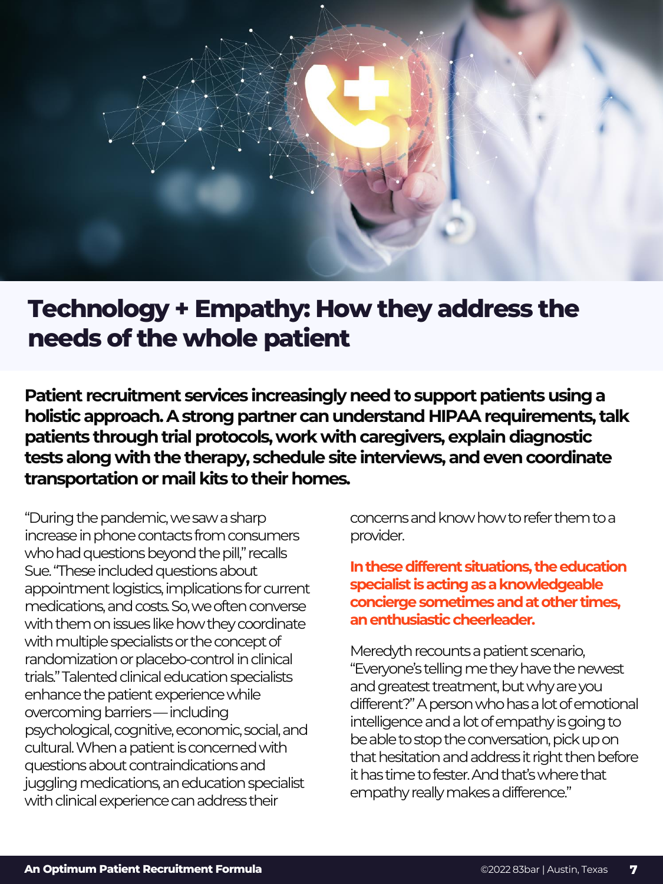# Technology + Empathy: How they address the needs of the whole patient

**Patient recruitment services increasingly need to support patients using a holistic approach. A strong partner can understand HIPAA requirements, talk patients through trial protocols, work with caregivers, explain diagnostic tests along with the therapy, schedule site interviews, and even coordinate transportation or mail kits to their homes.**

"During the pandemic, we saw a sharp increase in phone contacts from consumers who had questions beyond the pill," recalls Sue. "These included questions about appointment logistics, implications for current medications, and costs. So, we often converse with them on issues like how they coordinate with multiple specialists or the concept of randomization or placebo-control in clinical trials." Talented clinical education specialists enhance the patient experience while overcoming barriers — including psychological, cognitive, economic, social, and cultural. When a patient is concerned with questions about contraindications and juggling medications, an education specialist with clinical experience can address their concerns and know how to refer them to a provider.

**In these different situations, the education specialist is acting as a knowledgeable concierge sometimes and at other times, an enthusiastic cheerleader.**

Meredyth recounts a patient scenario, "Everyone's telling me they have the newest and greatest treatment, but why are you different?" A person who has a lot of emotional intelligence and a lot of empathy is going to be able to stop the conversation, pick up on that hesitation and address it right then before it has time to fester. And that's where that empathy really makes a difference."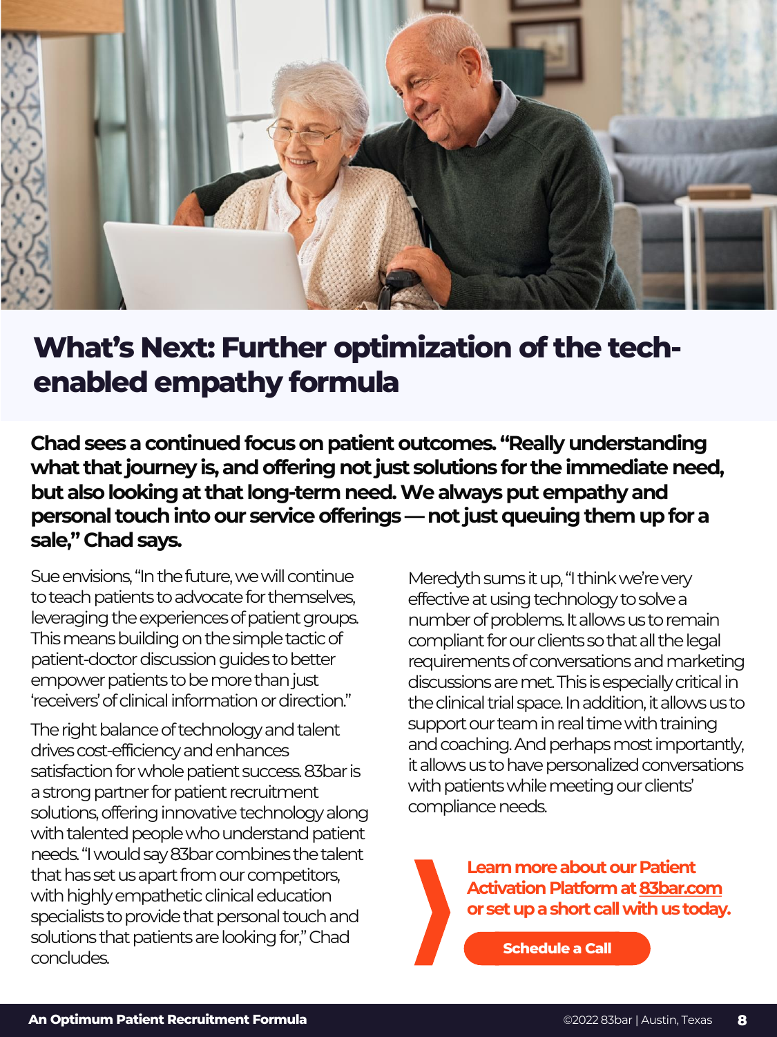# What's Next: Further optimization of the tech-enabled empathy formula

**Chad sees a continued focus on patient outcomes. "Really understanding what that journey is, and offering not just solutions for the immediate need, but also looking at that long-term need. We always put empathy and personal touch into our service offerings — not just queuing them up for a sale," Chad says.**

Sue envisions, "In the future, we will continue to teach patients to advocate for themselves, leveraging the experiences of patient groups. This means building on the simple tactic of patient-doctor discussion guides to better empower patients to be more than just 'receivers' of clinical information or direction."

The right balance of technology and talent drives cost-efficiency and enhances satisfaction for whole patient success. 83bar is a strong partner for patient recruitment solutions, offering innovative technology along with talented people who understand patient needs. "I would say 83bar combines the talent that has set us apart from our competitors, with highly empathetic clinical education specialists to provide that personal touch and solutions that patients are looking for," Chad concludes.

Meredyth sums it up, "I think we're very effective at using technology to solve a number of problems. It allows us to remain compliant for our clients so that all the legal requirements of conversations and marketing discussions are met. This is especially critical in the clinical trial space. In addition, it allows us to support our team in real time with training and coaching. And perhaps most importantly, it allows us to have personalized conversations with patients while meeting our clients' compliance needs.

**Learn more about our Patient Activation Platform at 83bar.com or set up a short call with us today.**

Schedule a Call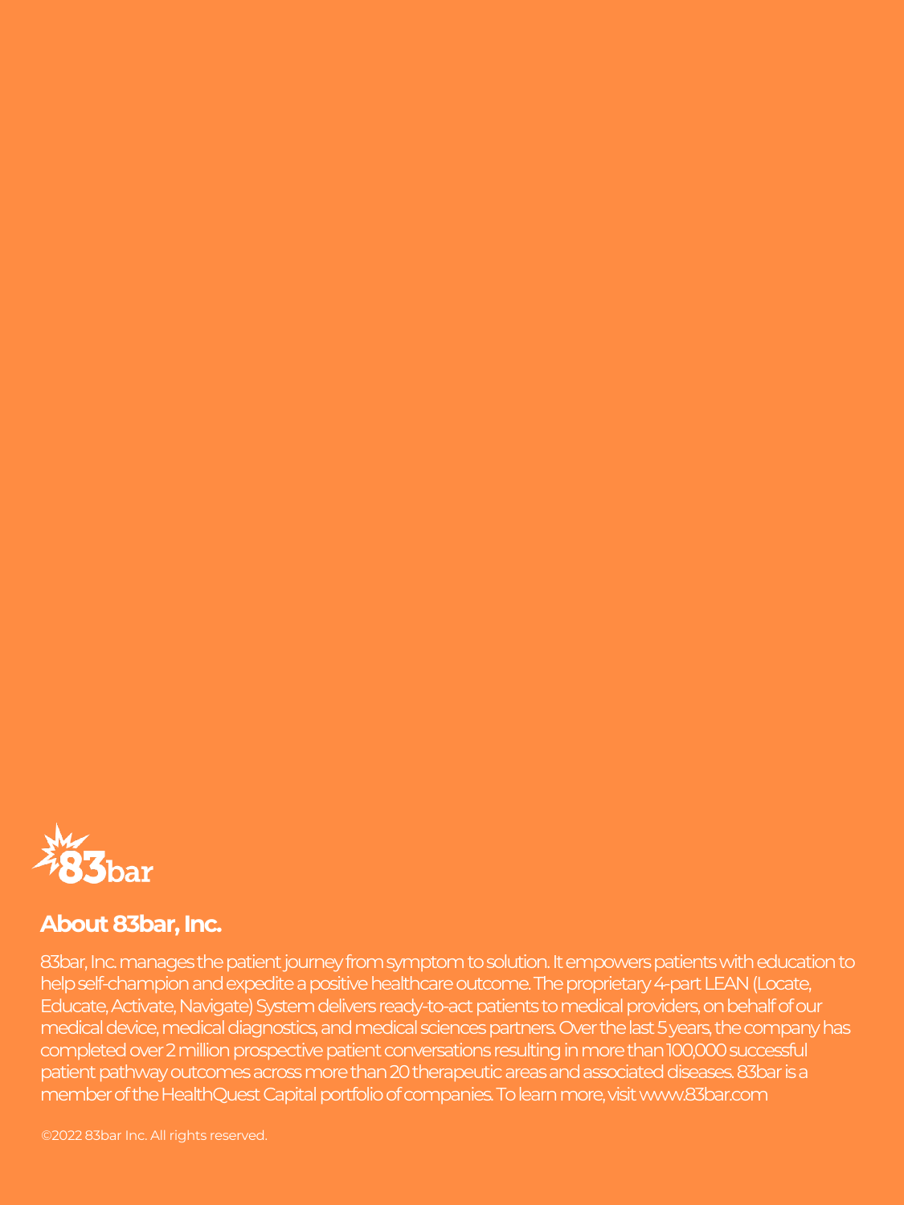83bar

## About 83bar, Inc.

83bar, Inc. manages the patient journey from symptom to solution. It empowers patients with education to help self-champion and expedite a positive healthcare outcome. The proprietary 4-part LEAN (Locate, Educate, Activate, Navigate) System delivers ready-to-act patients to medical providers, on behalf of our medical device, medical diagnostics, and medical sciences partners. Over the last 5 years, the company has completed over 2 million prospective patient conversations resulting in more than 100,000 successful patient pathway outcomes across more than 20 therapeutic areas and associated diseases. 83bar is a member of the HealthQuest Capital portfolio of companies. To learn more, visit www.83bar.com

©2022 83bar Inc. All rights reserved.